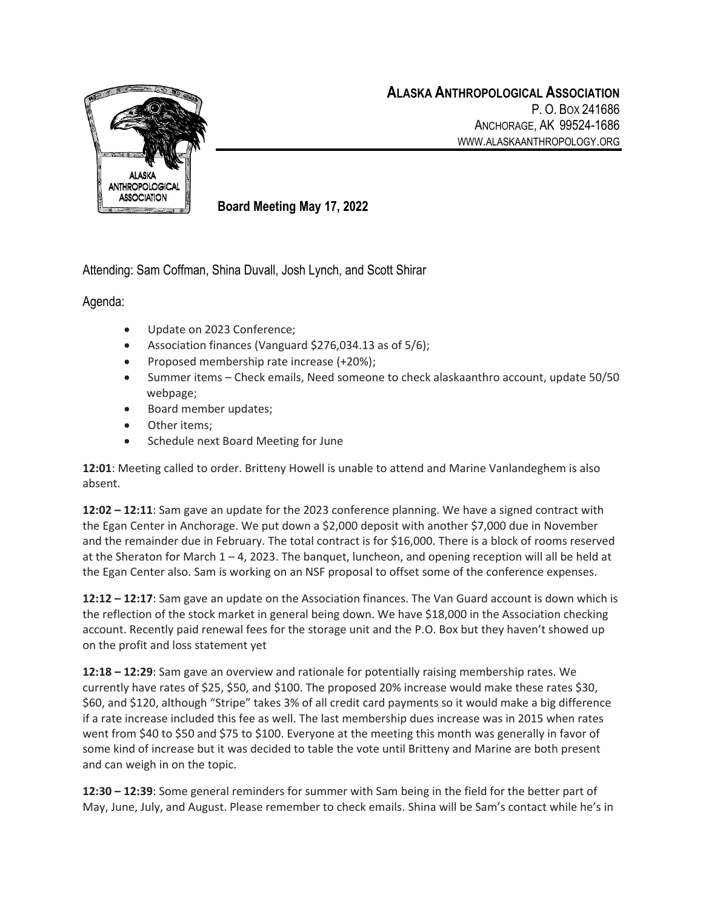# ALASKA ANTHROPOLOGICAL ASSOCIATION

P. O. BOX 241686
ANCHORAGE, AK 99524-1686
WWW.ALASKAANTHROPOLOGY.ORG

## Board Meeting May 17, 2022

Attending: Sam Coffman, Shina Duvall, Josh Lynch, and Scott Shirar

Agenda:

- Update on 2023 Conference;
- Association finances (Vanguard $276,034.13 as of 5/6);
- Proposed membership rate increase (+20%);
- Summer items – Check emails, Need someone to check alaskaanthro account, update 50/50 webpage;
- Board member updates;
- Other items;
- Schedule next Board Meeting for June

**12:01**: Meeting called to order. Britteny Howell is unable to attend and Marine Vanlandeghem is also absent.

**12:02 – 12:11**: Sam gave an update for the 2023 conference planning. We have a signed contract with the Egan Center in Anchorage. We put down a $2,000 deposit with another $7,000 due in November and the remainder due in February. The total contract is for $16,000. There is a block of rooms reserved at the Sheraton for March 1 – 4, 2023. The banquet, luncheon, and opening reception will all be held at the Egan Center also. Sam is working on an NSF proposal to offset some of the conference expenses.

**12:12 – 12:17**: Sam gave an update on the Association finances. The Van Guard account is down which is the reflection of the stock market in general being down. We have $18,000 in the Association checking account. Recently paid renewal fees for the storage unit and the P.O. Box but they haven't showed up on the profit and loss statement yet

**12:18 – 12:29**: Sam gave an overview and rationale for potentially raising membership rates. We currently have rates of $25, $50, and $100. The proposed 20% increase would make these rates $30, $60, and $120, although "Stripe" takes 3% of all credit card payments so it would make a big difference if a rate increase included this fee as well. The last membership dues increase was in 2015 when rates went from $40 to $50 and $75 to $100. Everyone at the meeting this month was generally in favor of some kind of increase but it was decided to table the vote until Britteny and Marine are both present and can weigh in on the topic.

**12:30 – 12:39**: Some general reminders for summer with Sam being in the field for the better part of May, June, July, and August. Please remember to check emails. Shina will be Sam's contact while he's in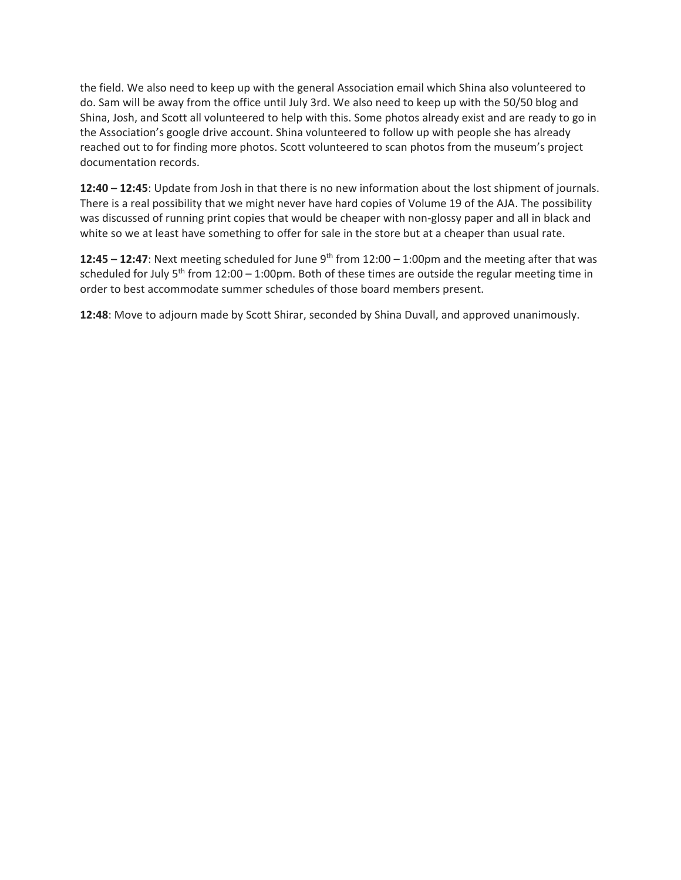the field. We also need to keep up with the general Association email which Shina also volunteered to do. Sam will be away from the office until July 3rd. We also need to keep up with the 50/50 blog and Shina, Josh, and Scott all volunteered to help with this. Some photos already exist and are ready to go in the Association's google drive account. Shina volunteered to follow up with people she has already reached out to for finding more photos. Scott volunteered to scan photos from the museum's project documentation records.

**12:40 – 12:45**: Update from Josh in that there is no new information about the lost shipment of journals. There is a real possibility that we might never have hard copies of Volume 19 of the AJA. The possibility was discussed of running print copies that would be cheaper with non-glossy paper and all in black and white so we at least have something to offer for sale in the store but at a cheaper than usual rate.

**12:45 – 12:47**: Next meeting scheduled for June 9th from 12:00 – 1:00pm and the meeting after that was scheduled for July 5th from 12:00 – 1:00pm. Both of these times are outside the regular meeting time in order to best accommodate summer schedules of those board members present.

**12:48**: Move to adjourn made by Scott Shirar, seconded by Shina Duvall, and approved unanimously.